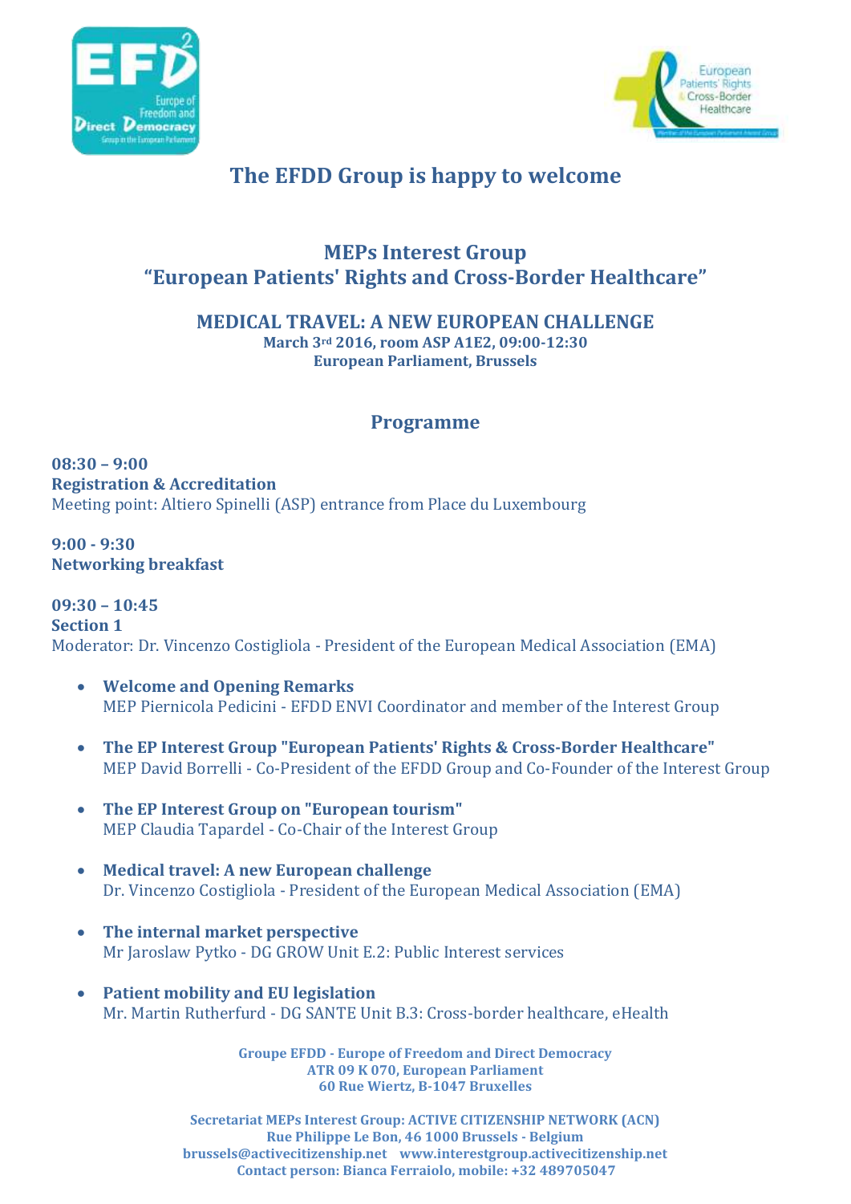## The EFDD Group is happy to welcome

### MEPs Interest Group
### "European Patients' Rights and Cross-Border Healthcare"

### MEDICAL TRAVEL: A NEW EUROPEAN CHALLENGE

**March 3rd 2016, room ASP A1E2, 09:00-12:30**
**European Parliament, Brussels**

## Programme

**08:30 – 9:00**
**Registration & Accreditation**
Meeting point: Altiero Spinelli (ASP) entrance from Place du Luxembourg

**9:00 - 9:30**
**Networking breakfast**

**09:30 – 10:45**
**Section 1**
Moderator: Dr. Vincenzo Costigliola - President of the European Medical Association (EMA)

- **Welcome and Opening Remarks**
  MEP Piernicola Pedicini - EFDD ENVI Coordinator and member of the Interest Group
- **The EP Interest Group "European Patients' Rights & Cross-Border Healthcare"**
  MEP David Borrelli - Co-President of the EFDD Group and Co-Founder of the Interest Group
- **The EP Interest Group on "European tourism"**
  MEP Claudia Tapardel - Co-Chair of the Interest Group
- **Medical travel: A new European challenge**
  Dr. Vincenzo Costigliola - President of the European Medical Association (EMA)
- **The internal market perspective**
  Mr Jaroslaw Pytko - DG GROW Unit E.2: Public Interest services
- **Patient mobility and EU legislation**
  Mr. Martin Rutherfurd - DG SANTE Unit B.3: Cross-border healthcare, eHealth

**Groupe EFDD - Europe of Freedom and Direct Democracy**
**ATR 09 K 070, European Parliament**
**60 Rue Wiertz, B-1047 Bruxelles**

**Secretariat MEPs Interest Group: ACTIVE CITIZENSHIP NETWORK (ACN)**
**Rue Philippe Le Bon, 46 1000 Brussels - Belgium**
**brussels@activecitizenship.net www.interestgroup.activecitizenship.net**
**Contact person: Bianca Ferraiolo, mobile: +32 489705047**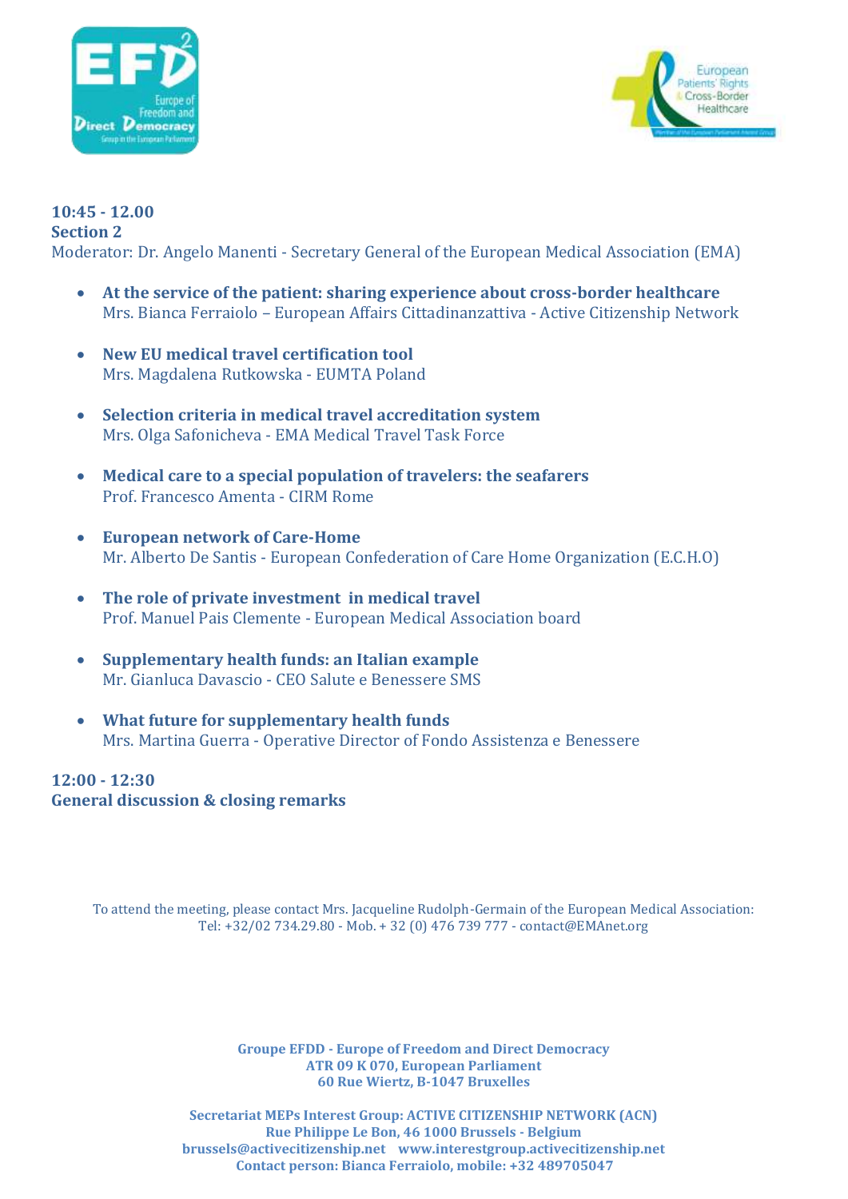**10:45 - 12.00**
**Section 2**
Moderator: Dr. Angelo Manenti - Secretary General of the European Medical Association (EMA)

- **At the service of the patient: sharing experience about cross-border healthcare**
  Mrs. Bianca Ferraiolo – European Affairs Cittadinanzattiva - Active Citizenship Network
- **New EU medical travel certification tool**
  Mrs. Magdalena Rutkowska - EUMTA Poland
- **Selection criteria in medical travel accreditation system**
  Mrs. Olga Safonicheva - EMA Medical Travel Task Force
- **Medical care to a special population of travelers: the seafarers**
  Prof. Francesco Amenta - CIRM Rome
- **European network of Care-Home**
  Mr. Alberto De Santis - European Confederation of Care Home Organization (E.C.H.O)
- **The role of private investment in medical travel**
  Prof. Manuel Pais Clemente - European Medical Association board
- **Supplementary health funds: an Italian example**
  Mr. Gianluca Davascio - CEO Salute e Benessere SMS
- **What future for supplementary health funds**
  Mrs. Martina Guerra - Operative Director of Fondo Assistenza e Benessere

**12:00 - 12:30**
**General discussion & closing remarks**

To attend the meeting, please contact Mrs. Jacqueline Rudolph-Germain of the European Medical Association:
Tel: +32/02 734.29.80 - Mob. + 32 (0) 476 739 777 - contact@EMAnet.org

**Groupe EFDD - Europe of Freedom and Direct Democracy**
**ATR 09 K 070, European Parliament**
**60 Rue Wiertz, B-1047 Bruxelles**

**Secretariat MEPs Interest Group: ACTIVE CITIZENSHIP NETWORK (ACN)**
**Rue Philippe Le Bon, 46 1000 Brussels - Belgium**
**brussels@activecitizenship.net www.interestgroup.activecitizenship.net**
**Contact person: Bianca Ferraiolo, mobile: +32 489705047**